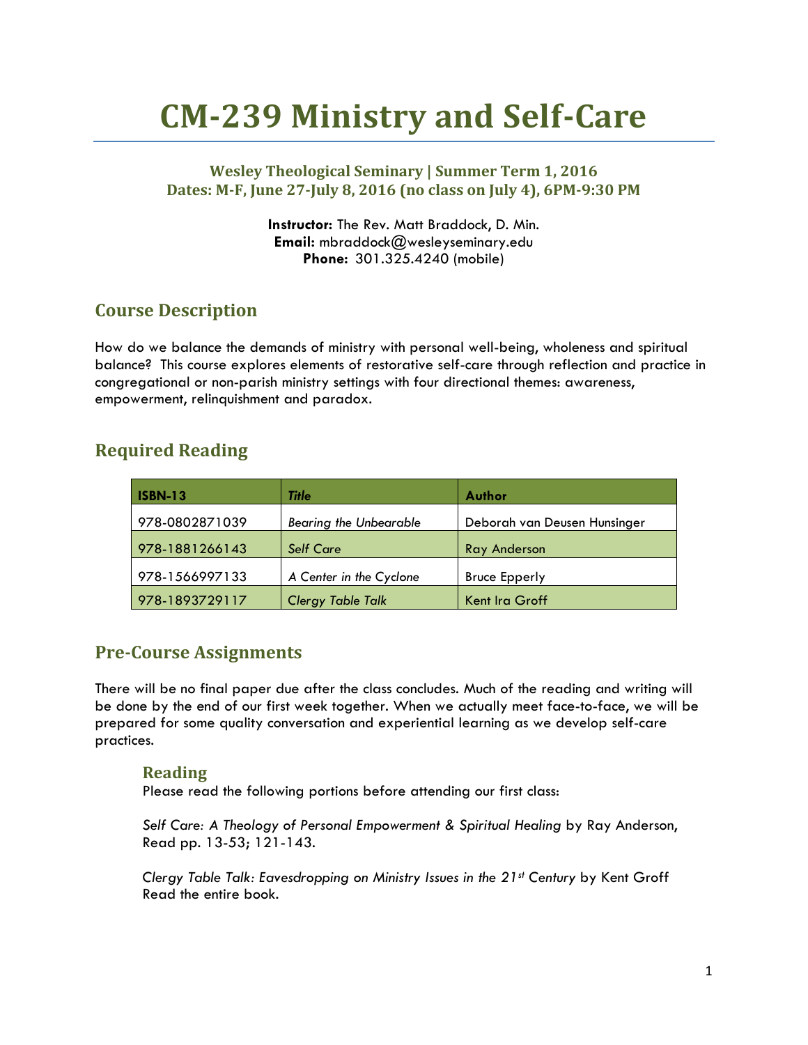# CM-239 Ministry and Self-Care

### Wesley Theological Seminary | Summer Term 1, 2016
### Dates: M-F, June 27-July 8, 2016 (no class on July 4), 6PM-9:30 PM

**Instructor:** The Rev. Matt Braddock, D. Min.
**Email:** mbraddock@wesleyseminary.edu
**Phone:** 301.325.4240 (mobile)

## Course Description

How do we balance the demands of ministry with personal well-being, wholeness and spiritual balance? This course explores elements of restorative self-care through reflection and practice in congregational or non-parish ministry settings with four directional themes: awareness, empowerment, relinquishment and paradox.

## Required Reading

| ISBN-13 | *Title* | Author |
|---|---|---|
| 978-0802871039 | *Bearing the Unbearable* | Deborah van Deusen Hunsinger |
| 978-1881266143 | *Self Care* | Ray Anderson |
| 978-1566997133 | *A Center in the Cyclone* | Bruce Epperly |
| 978-1893729117 | *Clergy Table Talk* | Kent Ira Groff |

## Pre-Course Assignments

There will be no final paper due after the class concludes. Much of the reading and writing will be done by the end of our first week together. When we actually meet face-to-face, we will be prepared for some quality conversation and experiential learning as we develop self-care practices.

### Reading

Please read the following portions before attending our first class:

*Self Care: A Theology of Personal Empowerment & Spiritual Healing* by Ray Anderson, Read pp. 13-53; 121-143.

*Clergy Table Talk: Eavesdropping on Ministry Issues in the 21st Century* by Kent Groff
Read the entire book.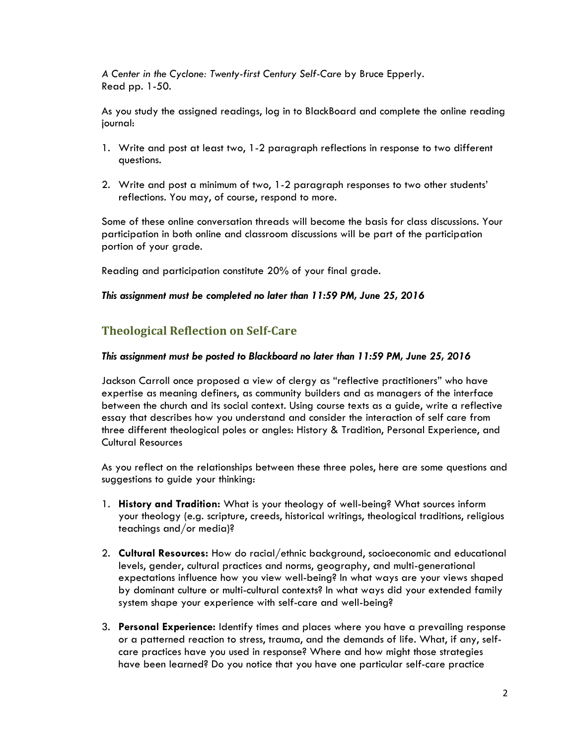*A Center in the Cyclone: Twenty-first Century Self-Care* by Bruce Epperly.
Read pp. 1-50.

As you study the assigned readings, log in to BlackBoard and complete the online reading journal:

1. Write and post at least two, 1-2 paragraph reflections in response to two different questions.

2. Write and post a minimum of two, 1-2 paragraph responses to two other students' reflections. You may, of course, respond to more.

Some of these online conversation threads will become the basis for class discussions. Your participation in both online and classroom discussions will be part of the participation portion of your grade.

Reading and participation constitute 20% of your final grade.

***This assignment must be completed no later than 11:59 PM, June 25, 2016***

## Theological Reflection on Self-Care

***This assignment must be posted to Blackboard no later than 11:59 PM, June 25, 2016***

Jackson Carroll once proposed a view of clergy as "reflective practitioners" who have expertise as meaning definers, as community builders and as managers of the interface between the church and its social context. Using course texts as a guide, write a reflective essay that describes how you understand and consider the interaction of self care from three different theological poles or angles: History & Tradition, Personal Experience, and Cultural Resources

As you reflect on the relationships between these three poles, here are some questions and suggestions to guide your thinking:

1. **History and Tradition:** What is your theology of well-being? What sources inform your theology (e.g. scripture, creeds, historical writings, theological traditions, religious teachings and/or media)?

2. **Cultural Resources:** How do racial/ethnic background, socioeconomic and educational levels, gender, cultural practices and norms, geography, and multi-generational expectations influence how you view well-being? In what ways are your views shaped by dominant culture or multi-cultural contexts? In what ways did your extended family system shape your experience with self-care and well-being?

3. **Personal Experience:** Identify times and places where you have a prevailing response or a patterned reaction to stress, trauma, and the demands of life. What, if any, self-care practices have you used in response? Where and how might those strategies have been learned? Do you notice that you have one particular self-care practice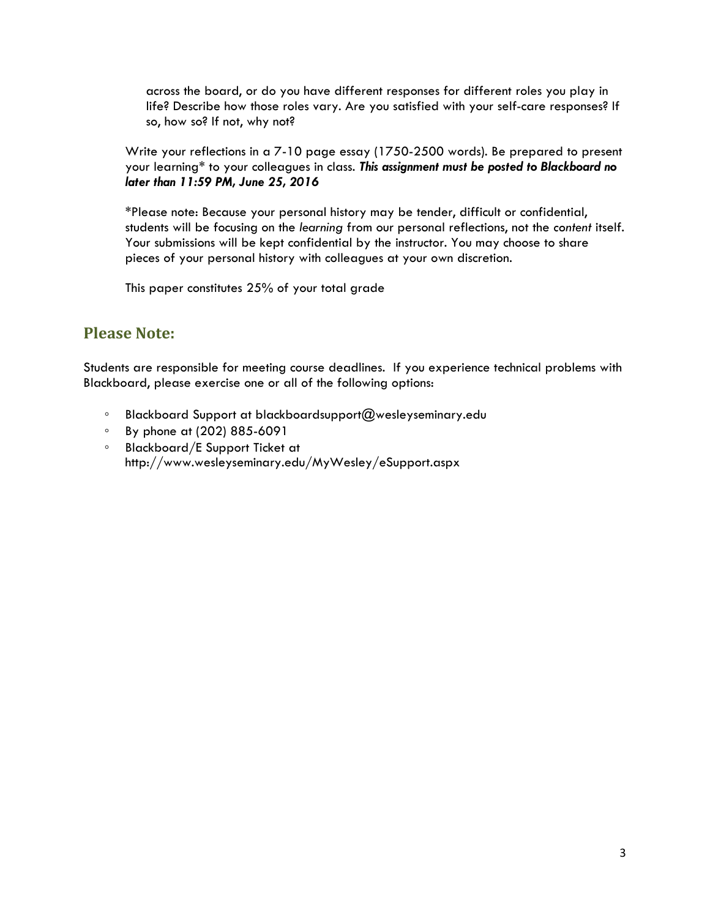across the board, or do you have different responses for different roles you play in life? Describe how those roles vary. Are you satisfied with your self-care responses? If so, how so? If not, why not?

Write your reflections in a 7-10 page essay (1750-2500 words). Be prepared to present your learning* to your colleagues in class. ***This assignment must be posted to Blackboard no later than 11:59 PM, June 25, 2016***

*Please note: Because your personal history may be tender, difficult or confidential, students will be focusing on the *learning* from our personal reflections, not the *content* itself. Your submissions will be kept confidential by the instructor. You may choose to share pieces of your personal history with colleagues at your own discretion.

This paper constitutes 25% of your total grade

## Please Note:

Students are responsible for meeting course deadlines. If you experience technical problems with Blackboard, please exercise one or all of the following options:

- Blackboard Support at blackboardsupport@wesleyseminary.edu
- By phone at (202) 885-6091
- Blackboard/E Support Ticket at http://www.wesleyseminary.edu/MyWesley/eSupport.aspx